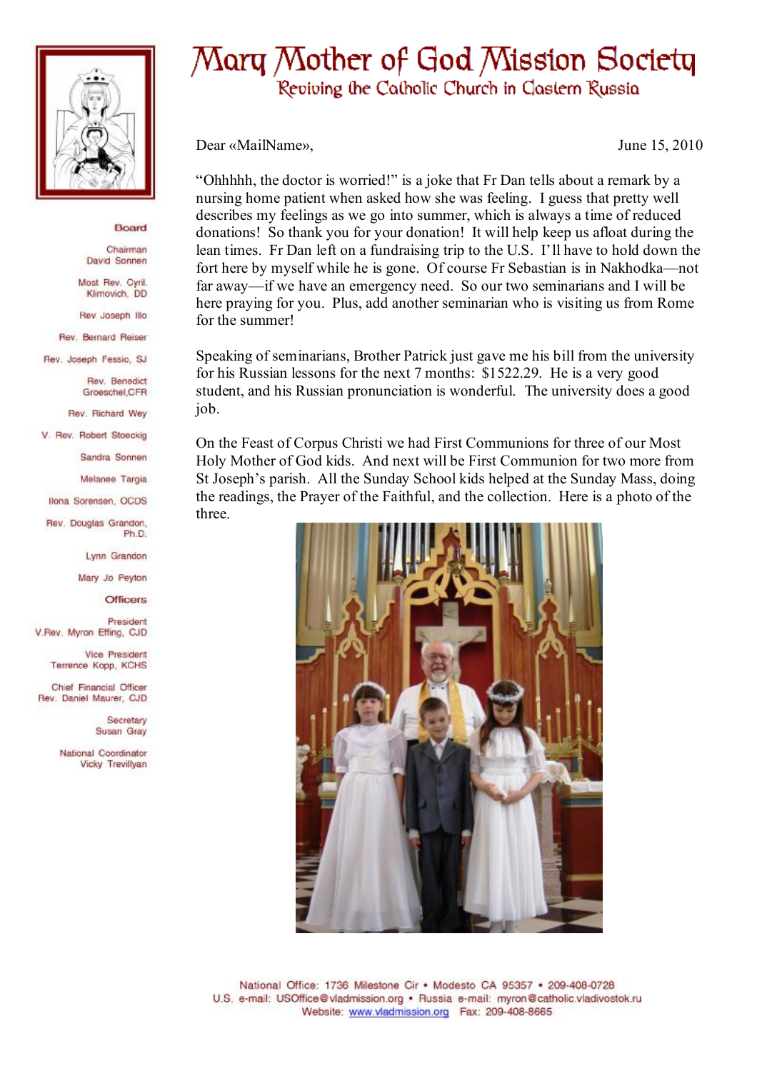# Mary Mother of God Mission Society

## Reviving the Catholic Church in Eastern Russia

**Board**

Chairman
David Sonnen

Most Rev. Cyril Klimovich, DD

Rev Joseph Illo

Rev. Bernard Reiser

Rev. Joseph Fessio, SJ

Rev. Benedict Groeschel, CFR

Rev. Richard Wey

V. Rev. Robert Stoeckig

Sandra Sonnen

Melanee Targia

Ilona Sorensen, OCDS

Rev. Douglas Grandon, Ph.D.

Lynn Grandon

Mary Jo Peyton

**Officers**

President
V.Rev. Myron Effing, CJD

Vice President
Terrence Kopp, KCHS

Chief Financial Officer
Rev. Daniel Maurer, CJD

Secretary
Susan Gray

National Coordinator
Vicky Trevillyan

Dear «MailName»,

June 15, 2010

"Ohhhhh, the doctor is worried!" is a joke that Fr Dan tells about a remark by a nursing home patient when asked how she was feeling. I guess that pretty well describes my feelings as we go into summer, which is always a time of reduced donations! So thank you for your donation! It will help keep us afloat during the lean times. Fr Dan left on a fundraising trip to the U.S. I'll have to hold down the fort here by myself while he is gone. Of course Fr Sebastian is in Nakhodka—not far away—if we have an emergency need. So our two seminarians and I will be here praying for you. Plus, add another seminarian who is visiting us from Rome for the summer!

Speaking of seminarians, Brother Patrick just gave me his bill from the university for his Russian lessons for the next 7 months: $1522.29. He is a very good student, and his Russian pronunciation is wonderful. The university does a good job.

On the Feast of Corpus Christi we had First Communions for three of our Most Holy Mother of God kids. And next will be First Communion for two more from St Joseph's parish. All the Sunday School kids helped at the Sunday Mass, doing the readings, the Prayer of the Faithful, and the collection. Here is a photo of the three.

National Office: 1736 Milestone Cir • Modesto CA 95357 • 209-408-0728
U.S. e-mail: USOffice@vladmission.org • Russia e-mail: myron@catholic.vladivostok.ru
Website: www.vladmission.org Fax: 209-408-8665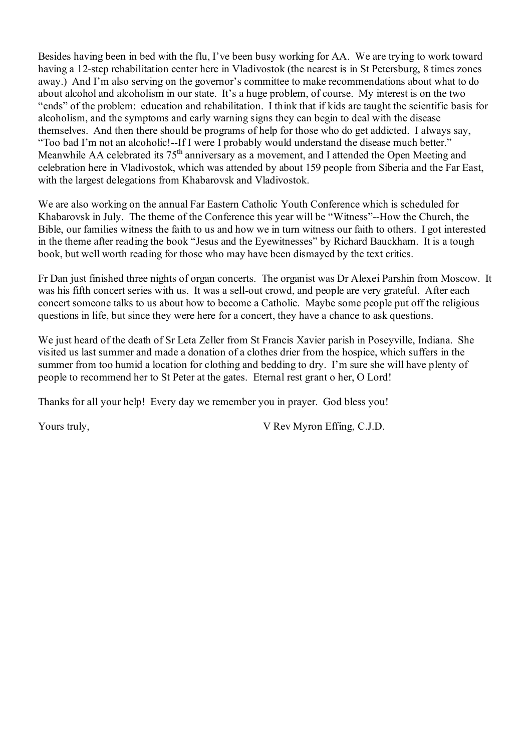Besides having been in bed with the flu, I've been busy working for AA. We are trying to work toward having a 12-step rehabilitation center here in Vladivostok (the nearest is in St Petersburg, 8 times zones away.) And I'm also serving on the governor's committee to make recommendations about what to do about alcohol and alcoholism in our state. It's a huge problem, of course. My interest is on the two "ends" of the problem: education and rehabilitation. I think that if kids are taught the scientific basis for alcoholism, and the symptoms and early warning signs they can begin to deal with the disease themselves. And then there should be programs of help for those who do get addicted. I always say, "Too bad I'm not an alcoholic!--If I were I probably would understand the disease much better." Meanwhile AA celebrated its 75th anniversary as a movement, and I attended the Open Meeting and celebration here in Vladivostok, which was attended by about 159 people from Siberia and the Far East, with the largest delegations from Khabarovsk and Vladivostok.

We are also working on the annual Far Eastern Catholic Youth Conference which is scheduled for Khabarovsk in July. The theme of the Conference this year will be "Witness"--How the Church, the Bible, our families witness the faith to us and how we in turn witness our faith to others. I got interested in the theme after reading the book "Jesus and the Eyewitnesses" by Richard Bauckham. It is a tough book, but well worth reading for those who may have been dismayed by the text critics.

Fr Dan just finished three nights of organ concerts. The organist was Dr Alexei Parshin from Moscow. It was his fifth concert series with us. It was a sell-out crowd, and people are very grateful. After each concert someone talks to us about how to become a Catholic. Maybe some people put off the religious questions in life, but since they were here for a concert, they have a chance to ask questions.

We just heard of the death of Sr Leta Zeller from St Francis Xavier parish in Poseyville, Indiana. She visited us last summer and made a donation of a clothes drier from the hospice, which suffers in the summer from too humid a location for clothing and bedding to dry. I'm sure she will have plenty of people to recommend her to St Peter at the gates. Eternal rest grant o her, O Lord!

Thanks for all your help! Every day we remember you in prayer. God bless you!

Yours truly, V Rev Myron Effing, C.J.D.